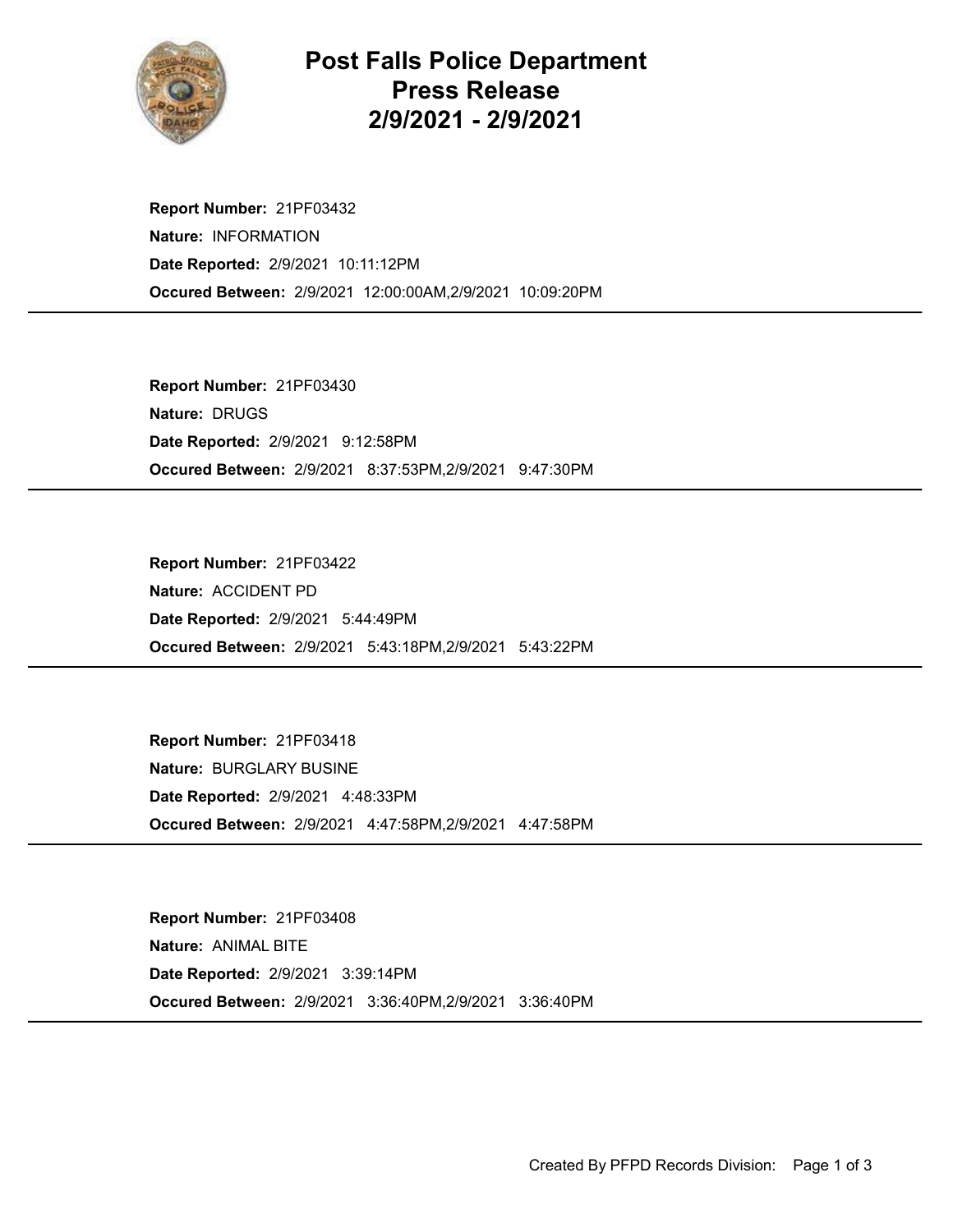# Post Falls Police Department
## Press Release
## 2/9/2021 - 2/9/2021

**Report Number:** 21PF03432
**Nature:** INFORMATION
**Date Reported:** 2/9/2021 10:11:12PM
**Occured Between:** 2/9/2021 12:00:00AM,2/9/2021 10:09:20PM

---

**Report Number:** 21PF03430
**Nature:** DRUGS
**Date Reported:** 2/9/2021 9:12:58PM
**Occured Between:** 2/9/2021 8:37:53PM,2/9/2021 9:47:30PM

---

**Report Number:** 21PF03422
**Nature:** ACCIDENT PD
**Date Reported:** 2/9/2021 5:44:49PM
**Occured Between:** 2/9/2021 5:43:18PM,2/9/2021 5:43:22PM

---

**Report Number:** 21PF03418
**Nature:** BURGLARY BUSINE
**Date Reported:** 2/9/2021 4:48:33PM
**Occured Between:** 2/9/2021 4:47:58PM,2/9/2021 4:47:58PM

---

**Report Number:** 21PF03408
**Nature:** ANIMAL BITE
**Date Reported:** 2/9/2021 3:39:14PM
**Occured Between:** 2/9/2021 3:36:40PM,2/9/2021 3:36:40PM

---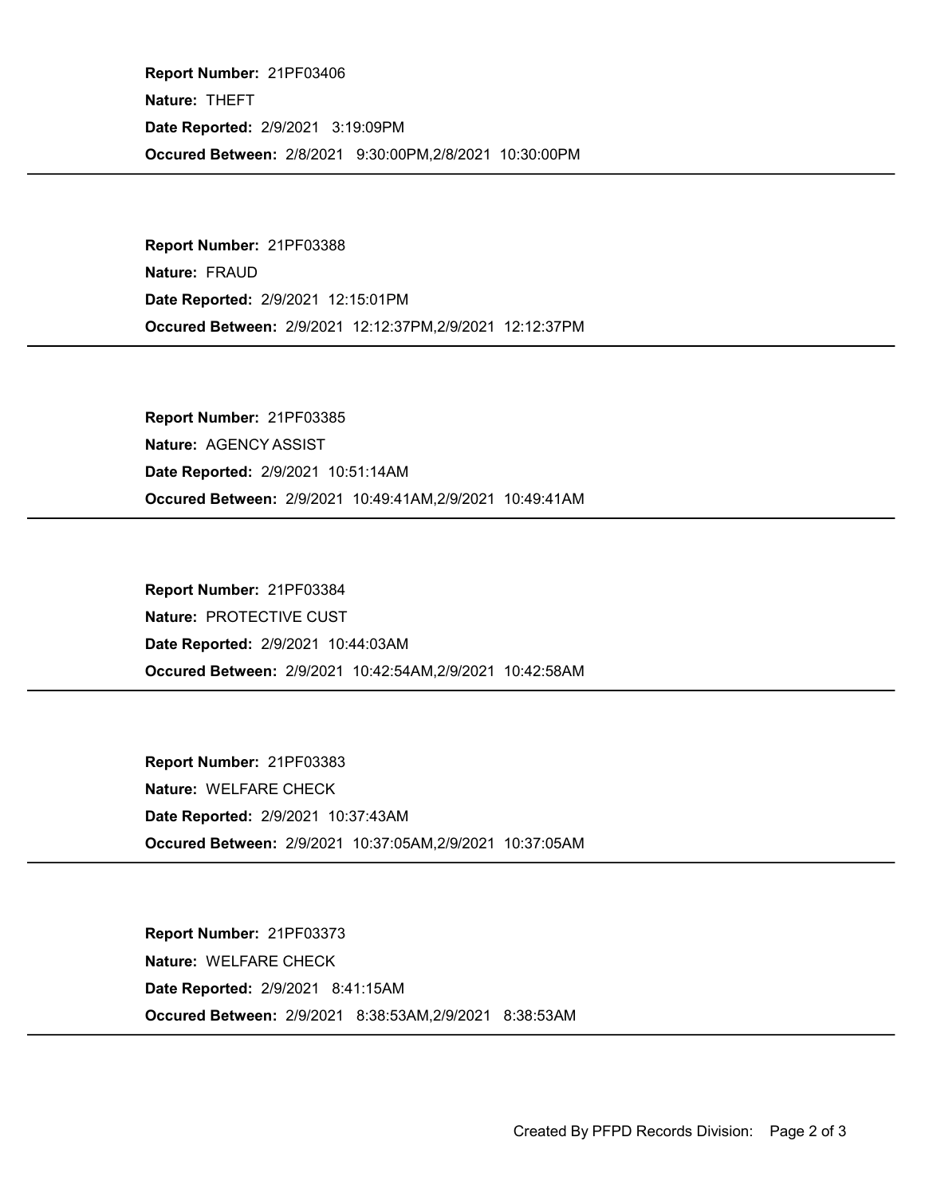**Report Number:** 21PF03406
**Nature:** THEFT
**Date Reported:** 2/9/2021 3:19:09PM
**Occured Between:** 2/8/2021 9:30:00PM,2/8/2021 10:30:00PM

---

**Report Number:** 21PF03388
**Nature:** FRAUD
**Date Reported:** 2/9/2021 12:15:01PM
**Occured Between:** 2/9/2021 12:12:37PM,2/9/2021 12:12:37PM

---

**Report Number:** 21PF03385
**Nature:** AGENCY ASSIST
**Date Reported:** 2/9/2021 10:51:14AM
**Occured Between:** 2/9/2021 10:49:41AM,2/9/2021 10:49:41AM

---

**Report Number:** 21PF03384
**Nature:** PROTECTIVE CUST
**Date Reported:** 2/9/2021 10:44:03AM
**Occured Between:** 2/9/2021 10:42:54AM,2/9/2021 10:42:58AM

---

**Report Number:** 21PF03383
**Nature:** WELFARE CHECK
**Date Reported:** 2/9/2021 10:37:43AM
**Occured Between:** 2/9/2021 10:37:05AM,2/9/2021 10:37:05AM

---

**Report Number:** 21PF03373
**Nature:** WELFARE CHECK
**Date Reported:** 2/9/2021 8:41:15AM
**Occured Between:** 2/9/2021 8:38:53AM,2/9/2021 8:38:53AM

---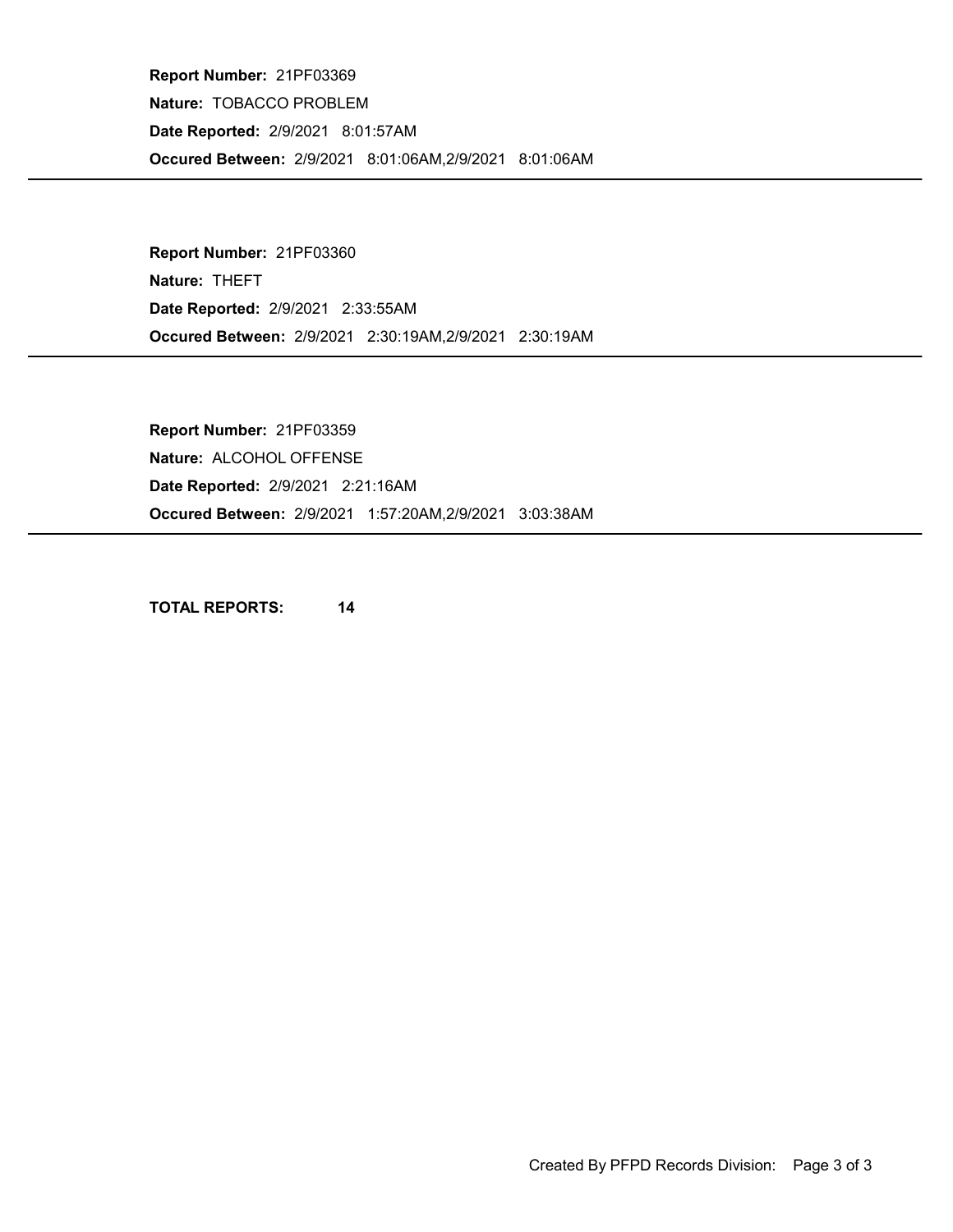**Report Number:** 21PF03369

**Nature:** TOBACCO PROBLEM

**Date Reported:** 2/9/2021 8:01:57AM

**Occured Between:** 2/9/2021 8:01:06AM,2/9/2021 8:01:06AM

---

**Report Number:** 21PF03360

**Nature:** THEFT

**Date Reported:** 2/9/2021 2:33:55AM

**Occured Between:** 2/9/2021 2:30:19AM,2/9/2021 2:30:19AM

---

**Report Number:** 21PF03359

**Nature:** ALCOHOL OFFENSE

**Date Reported:** 2/9/2021 2:21:16AM

**Occured Between:** 2/9/2021 1:57:20AM,2/9/2021 3:03:38AM

---

**TOTAL REPORTS: 14**